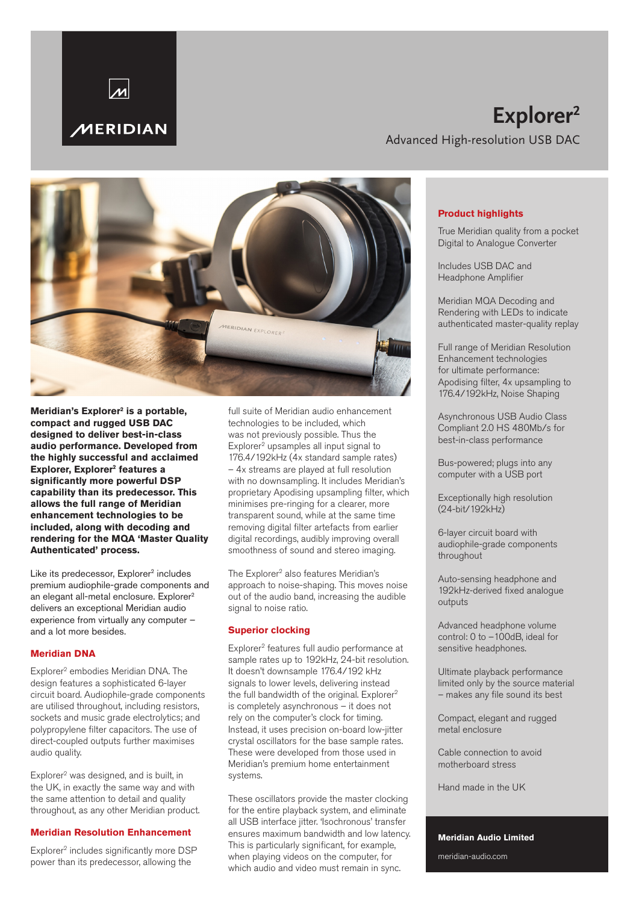MERIDIAN

# Explorer²

Advanced High-resolution USB DAC

**Meridian's Explorer² is a portable, compact and rugged USB DAC designed to deliver best-in-class audio performance. Developed from the highly successful and acclaimed Explorer, Explorer² features a significantly more powerful DSP capability than its predecessor. This allows the full range of Meridian enhancement technologies to be included, along with decoding and rendering for the MQA 'Master Quality Authenticated' process.**

Like its predecessor, Explorer² includes premium audiophile-grade components and an elegant all-metal enclosure. Explorer² delivers an exceptional Meridian audio experience from virtually any computer – and a lot more besides.

## Meridian DNA

Explorer² embodies Meridian DNA. The design features a sophisticated 6-layer circuit board. Audiophile-grade components are utilised throughout, including resistors, sockets and music grade electrolytics; and polypropylene filter capacitors. The use of direct-coupled outputs further maximises audio quality.

Explorer² was designed, and is built, in the UK, in exactly the same way and with the same attention to detail and quality throughout, as any other Meridian product.

## Meridian Resolution Enhancement

Explorer² includes significantly more DSP power than its predecessor, allowing the full suite of Meridian audio enhancement technologies to be included, which was not previously possible. Thus the Explorer² upsamples all input signal to 176.4/192kHz (4x standard sample rates) – 4x streams are played at full resolution with no downsampling. It includes Meridian's proprietary Apodising upsampling filter, which minimises pre-ringing for a clearer, more transparent sound, while at the same time removing digital filter artefacts from earlier digital recordings, audibly improving overall smoothness of sound and stereo imaging.

The Explorer² also features Meridian's approach to noise-shaping. This moves noise out of the audio band, increasing the audible signal to noise ratio.

## Superior clocking

Explorer² features full audio performance at sample rates up to 192kHz, 24-bit resolution. It doesn't downsample 176.4/192 kHz signals to lower levels, delivering instead the full bandwidth of the original. Explorer² is completely asynchronous – it does not rely on the computer's clock for timing. Instead, it uses precision on-board low-jitter crystal oscillators for the base sample rates. These were developed from those used in Meridian's premium home entertainment systems.

These oscillators provide the master clocking for the entire playback system, and eliminate all USB interface jitter. 'Isochronous' transfer ensures maximum bandwidth and low latency. This is particularly significant, for example, when playing videos on the computer, for which audio and video must remain in sync.

## Product highlights

True Meridian quality from a pocket Digital to Analogue Converter

Includes USB DAC and Headphone Amplifier

Meridian MQA Decoding and Rendering with LEDs to indicate authenticated master-quality replay

Full range of Meridian Resolution Enhancement technologies for ultimate performance: Apodising filter, 4x upsampling to 176.4/192kHz, Noise Shaping

Asynchronous USB Audio Class Compliant 2.0 HS 480Mb/s for best-in-class performance

Bus-powered; plugs into any computer with a USB port

Exceptionally high resolution (24-bit/192kHz)

6-layer circuit board with audiophile-grade components throughout

Auto-sensing headphone and 192kHz-derived fixed analogue outputs

Advanced headphone volume control: 0 to –100dB, ideal for sensitive headphones.

Ultimate playback performance limited only by the source material – makes any file sound its best

Compact, elegant and rugged metal enclosure

Cable connection to avoid motherboard stress

Hand made in the UK

**Meridian Audio Limited**

meridian-audio.com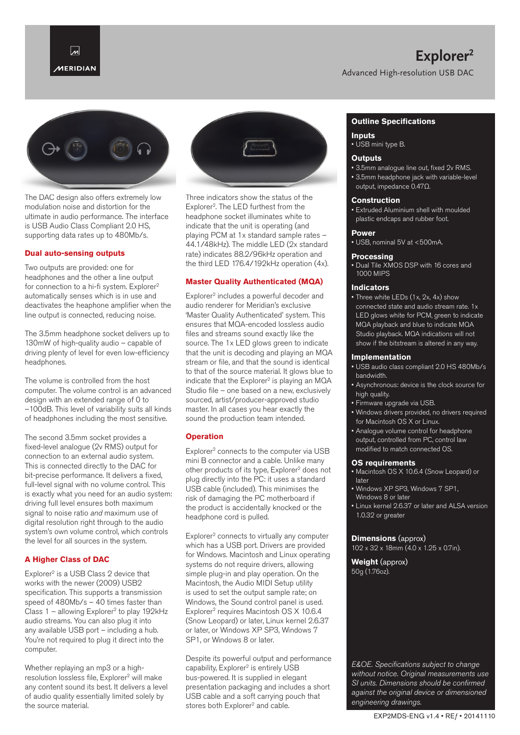# Explorer[2]

Advanced High-resolution USB DAC

The DAC design also offers extremely low modulation noise and distortion for the ultimate in audio performance. The interface is USB Audio Class Compliant 2.0 HS, supporting data rates up to 480Mb/s.

## Dual auto-sensing outputs

Two outputs are provided: one for headphones and the other a line output for connection to a hi-fi system. Explorer[2] automatically senses which is in use and deactivates the heaphone amplifier when the line output is connected, reducing noise.

The 3.5mm headphone socket delivers up to 130mW of high-quality audio – capable of driving plenty of level for even low-efficiency headphones.

The volume is controlled from the host computer. The volume control is an advanced design with an extended range of 0 to −100dB. This level of variability suits all kinds of headphones including the most sensitive.

The second 3.5mm socket provides a fixed-level analogue (2v RMS) output for connection to an external audio system. This is connected directly to the DAC for bit-precise performance. It delivers a fixed, full-level signal with no volume control. This is exactly what you need for an audio system: driving full level ensures both maximum signal to noise ratio *and* maximum use of digital resolution right through to the audio system's own volume control, which controls the level for all sources in the system.

## A Higher Class of DAC

Explorer[2] is a USB Class 2 device that works with the newer (2009) USB2 specification. This supports a transmission speed of 480Mb/s – 40 times faster than Class 1 – allowing Explorer[2] to play 192kHz audio streams. You can also plug it into any available USB port – including a hub. You're not required to plug it direct into the computer.

Whether replaying an mp3 or a high-resolution lossless file, Explorer[2] will make any content sound its best. It delivers a level of audio quality essentially limited solely by the source material.

Three indicators show the status of the Explorer[2]. The LED furthest from the headphone socket illuminates white to indicate that the unit is operating (and playing PCM at 1x standard sample rates – 44.1/48kHz). The middle LED (2x standard rate) indicates 88.2/96kHz operation and the third LED 176.4/192kHz operation (4x).

## Master Quality Authenticated (MQA)

Explorer[2] includes a powerful decoder and audio renderer for Meridian's exclusive 'Master Quality Authenticated' system. This ensures that MQA-encoded lossless audio files and streams sound exactly like the source. The 1x LED glows green to indicate that the unit is decoding and playing an MQA stream or file, and that the sound is identical to that of the source material. It glows blue to indicate that the Explorer[2] is playing an MQA Studio file – one based on a new, exclusively sourced, artist/producer-approved studio master. In all cases you hear exactly the sound the production team intended.

## Operation

Explorer[2] connects to the computer via USB mini B connector and a cable. Unlike many other products of its type, Explorer[2] does not plug directly into the PC: it uses a standard USB cable (included). This minimises the risk of damaging the PC motherboard if the product is accidentally knocked or the headphone cord is pulled.

Explorer[2] connects to virtually any computer which has a USB port. Drivers are provided for Windows. Macintosh and Linux operating systems do not require drivers, allowing simple plug-in and play operation. On the Macintosh, the Audio MIDI Setup utility is used to set the output sample rate; on Windows, the Sound control panel is used. Explorer[2] requires Macintosh OS X 10.6.4 (Snow Leopard) or later, Linux kernel 2.6.37 or later, or Windows XP SP3, Windows 7 SP1, or Windows 8 or later.

Despite its powerful output and performance capability, Explorer[2] is entirely USB bus-powered. It is supplied in elegant presentation packaging and includes a short USB cable and a soft carrying pouch that stores both Explorer[2] and cable.

## Outline Specifications

### Inputs
- USB mini type B.

### Outputs
- 3.5mm analogue line out, fixed 2v RMS.
- 3.5mm headphone jack with variable-level output, impedance 0.47Ω.

### Construction
- Extruded Aluminium shell with moulded plastic endcaps and rubber foot.

### Power
- USB, nominal 5V at <500mA.

### Processing
- Dual Tile XMOS DSP with 16 cores and 1000 MIPS

### Indicators
- Three white LEDs (1x, 2x, 4x) show connected state and audio stream rate. 1x LED glows white for PCM, green to indicate MQA playback and blue to indicate MQA Studio playback. MQA indications will not show if the bitstream is altered in any way.

### Implementation
- USB audio class compliant 2.0 HS 480Mb/s bandwidth.
- Asynchronous: device is the clock source for high quality.
- Firmware upgrade via USB.
- Windows drivers provided, no drivers required for Macintosh OS X or Linux.
- Analogue volume control for headphone output, controlled from PC, control law modified to match connected OS.

### OS requirements
- Macintosh OS X 10.6.4 (Snow Leopard) or later
- Windows XP SP3, Windows 7 SP1, Windows 8 or later
- Linux kernel 2.6.37 or later and ALSA version 1.0.32 or greater

**Dimensions** (approx)
102 x 32 x 18mm (4.0 x 1.25 x 0.7in).

**Weight** (approx)
50g (1.76oz).

*E&OE. Specifications subject to change without notice. Original measurements use SI units. Dimensions should be confirmed against the original device or dimensioned engineering drawings.*

EXP2MDS-ENG v1.4 • REƒ • 20141110